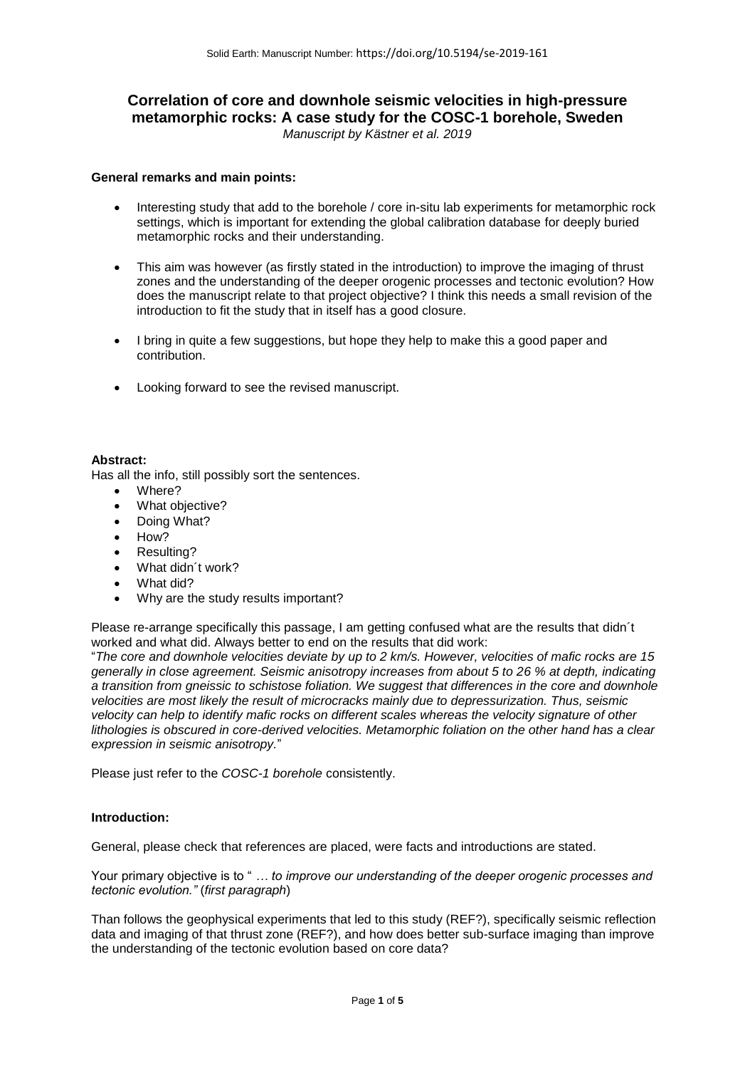# Correlation of core and downhole seismic velocities in high-pressure metamorphic rocks: A case study for the COSC-1 borehole, Sweden

*Manuscript by Kästner et al. 2019*

**General remarks and main points:**

- Interesting study that add to the borehole / core in-situ lab experiments for metamorphic rock settings, which is important for extending the global calibration database for deeply buried metamorphic rocks and their understanding.
- This aim was however (as firstly stated in the introduction) to improve the imaging of thrust zones and the understanding of the deeper orogenic processes and tectonic evolution? How does the manuscript relate to that project objective? I think this needs a small revision of the introduction to fit the study that in itself has a good closure.
- I bring in quite a few suggestions, but hope they help to make this a good paper and contribution.
- Looking forward to see the revised manuscript.

**Abstract:**

Has all the info, still possibly sort the sentences.

- Where?
- What objective?
- Doing What?
- How?
- Resulting?
- What didn´t work?
- What did?
- Why are the study results important?

Please re-arrange specifically this passage, I am getting confused what are the results that didn´t worked and what did. Always better to end on the results that did work:

"*The core and downhole velocities deviate by up to 2 km/s. However, velocities of mafic rocks are 15 generally in close agreement. Seismic anisotropy increases from about 5 to 26 % at depth, indicating a transition from gneissic to schistose foliation. We suggest that differences in the core and downhole velocities are most likely the result of microcracks mainly due to depressurization. Thus, seismic velocity can help to identify mafic rocks on different scales whereas the velocity signature of other lithologies is obscured in core-derived velocities. Metamorphic foliation on the other hand has a clear expression in seismic anisotropy.*"

Please just refer to the *COSC-1 borehole* consistently.

**Introduction:**

General, please check that references are placed, were facts and introductions are stated.

Your primary objective is to " *… to improve our understanding of the deeper orogenic processes and tectonic evolution."* (*first paragraph*)

Than follows the geophysical experiments that led to this study (REF?), specifically seismic reflection data and imaging of that thrust zone (REF?), and how does better sub-surface imaging than improve the understanding of the tectonic evolution based on core data?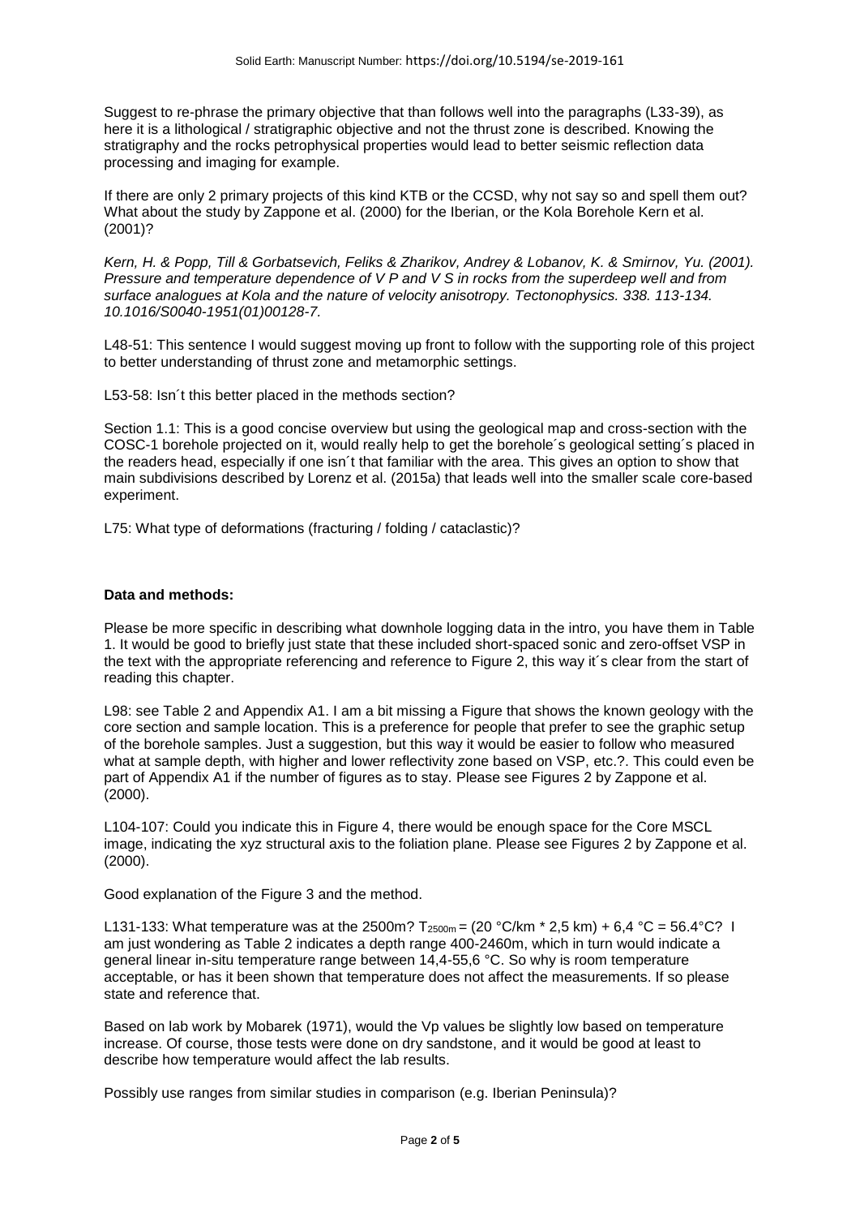Suggest to re-phrase the primary objective that than follows well into the paragraphs (L33-39), as here it is a lithological / stratigraphic objective and not the thrust zone is described. Knowing the stratigraphy and the rocks petrophysical properties would lead to better seismic reflection data processing and imaging for example.

If there are only 2 primary projects of this kind KTB or the CCSD, why not say so and spell them out? What about the study by Zappone et al. (2000) for the Iberian, or the Kola Borehole Kern et al. (2001)?

*Kern, H. & Popp, Till & Gorbatsevich, Feliks & Zharikov, Andrey & Lobanov, K. & Smirnov, Yu. (2001). Pressure and temperature dependence of V P and V S in rocks from the superdeep well and from surface analogues at Kola and the nature of velocity anisotropy. Tectonophysics. 338. 113-134. 10.1016/S0040-1951(01)00128-7.*

L48-51: This sentence I would suggest moving up front to follow with the supporting role of this project to better understanding of thrust zone and metamorphic settings.

L53-58: Isn´t this better placed in the methods section?

Section 1.1: This is a good concise overview but using the geological map and cross-section with the COSC-1 borehole projected on it, would really help to get the borehole´s geological setting´s placed in the readers head, especially if one isn´t that familiar with the area. This gives an option to show that main subdivisions described by Lorenz et al. (2015a) that leads well into the smaller scale core-based experiment.

L75: What type of deformations (fracturing / folding / cataclastic)?

**Data and methods:**

Please be more specific in describing what downhole logging data in the intro, you have them in Table 1. It would be good to briefly just state that these included short-spaced sonic and zero-offset VSP in the text with the appropriate referencing and reference to Figure 2, this way it´s clear from the start of reading this chapter.

L98: see Table 2 and Appendix A1. I am a bit missing a Figure that shows the known geology with the core section and sample location. This is a preference for people that prefer to see the graphic setup of the borehole samples. Just a suggestion, but this way it would be easier to follow who measured what at sample depth, with higher and lower reflectivity zone based on VSP, etc.?. This could even be part of Appendix A1 if the number of figures as to stay. Please see Figures 2 by Zappone et al. (2000).

L104-107: Could you indicate this in Figure 4, there would be enough space for the Core MSCL image, indicating the xyz structural axis to the foliation plane. Please see Figures 2 by Zappone et al. (2000).

Good explanation of the Figure 3 and the method.

L131-133: What temperature was at the 2500m? $T_{2500m}$ = (20 °C/km * 2,5 km) + 6,4 °C = 56.4°C? I am just wondering as Table 2 indicates a depth range 400-2460m, which in turn would indicate a general linear in-situ temperature range between 14,4-55,6 °C. So why is room temperature acceptable, or has it been shown that temperature does not affect the measurements. If so please state and reference that.

Based on lab work by Mobarek (1971), would the Vp values be slightly low based on temperature increase. Of course, those tests were done on dry sandstone, and it would be good at least to describe how temperature would affect the lab results.

Possibly use ranges from similar studies in comparison (e.g. Iberian Peninsula)?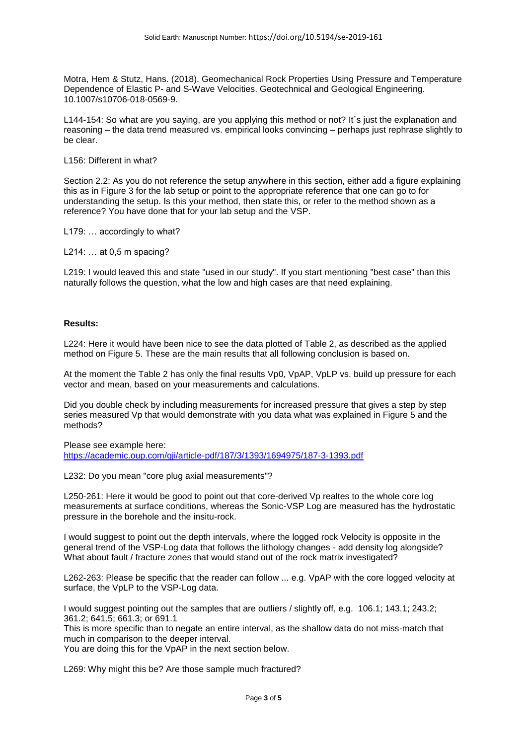Motra, Hem & Stutz, Hans. (2018). Geomechanical Rock Properties Using Pressure and Temperature Dependence of Elastic P- and S-Wave Velocities. Geotechnical and Geological Engineering. 10.1007/s10706-018-0569-9.

L144-154: So what are you saying, are you applying this method or not? It´s just the explanation and reasoning – the data trend measured vs. empirical looks convincing – perhaps just rephrase slightly to be clear.

L156: Different in what?

Section 2.2: As you do not reference the setup anywhere in this section, either add a figure explaining this as in Figure 3 for the lab setup or point to the appropriate reference that one can go to for understanding the setup. Is this your method, then state this, or refer to the method shown as a reference? You have done that for your lab setup and the VSP.

L179: … accordingly to what?

L214: … at 0,5 m spacing?

L219: I would leaved this and state "used in our study". If you start mentioning "best case" than this naturally follows the question, what the low and high cases are that need explaining.

**Results:**

L224: Here it would have been nice to see the data plotted of Table 2, as described as the applied method on Figure 5. These are the main results that all following conclusion is based on.

At the moment the Table 2 has only the final results Vp0, VpAP, VpLP vs. build up pressure for each vector and mean, based on your measurements and calculations.

Did you double check by including measurements for increased pressure that gives a step by step series measured Vp that would demonstrate with you data what was explained in Figure 5 and the methods?

Please see example here:
https://academic.oup.com/gji/article-pdf/187/3/1393/1694975/187-3-1393.pdf

L232: Do you mean "core plug axial measurements"?

L250-261: Here it would be good to point out that core-derived Vp realtes to the whole core log measurements at surface conditions, whereas the Sonic-VSP Log are measured has the hydrostatic pressure in the borehole and the insitu-rock.

I would suggest to point out the depth intervals, where the logged rock Velocity is opposite in the general trend of the VSP-Log data that follows the lithology changes - add density log alongside? What about fault / fracture zones that would stand out of the rock matrix investigated?

L262-263: Please be specific that the reader can follow ... e.g. VpAP with the core logged velocity at surface, the VpLP to the VSP-Log data.

I would suggest pointing out the samples that are outliers / slightly off, e.g. 106.1; 143.1; 243.2; 361.2; 641.5; 661.3; or 691.1
This is more specific than to negate an entire interval, as the shallow data do not miss-match that much in comparison to the deeper interval.
You are doing this for the VpAP in the next section below.

L269: Why might this be? Are those sample much fractured?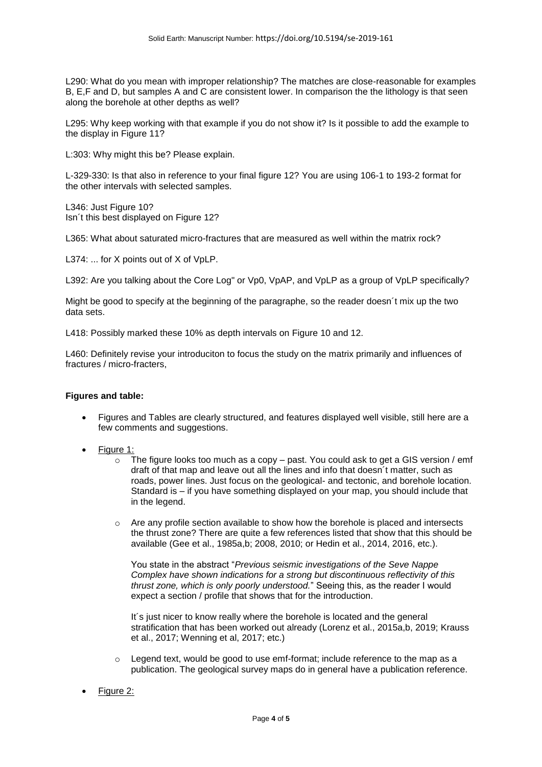L290: What do you mean with improper relationship? The matches are close-reasonable for examples B, E,F and D, but samples A and C are consistent lower. In comparison the the lithology is that seen along the borehole at other depths as well?

L295: Why keep working with that example if you do not show it? Is it possible to add the example to the display in Figure 11?

L:303: Why might this be? Please explain.

L-329-330: Is that also in reference to your final figure 12? You are using 106-1 to 193-2 format for the other intervals with selected samples.

L346: Just Figure 10?
Isn´t this best displayed on Figure 12?

L365: What about saturated micro-fractures that are measured as well within the matrix rock?

L374: ... for X points out of X of VpLP.

L392: Are you talking about the Core Log" or Vp0, VpAP, and VpLP as a group of VpLP specifically?

Might be good to specify at the beginning of the paragraphe, so the reader doesn´t mix up the two data sets.

L418: Possibly marked these 10% as depth intervals on Figure 10 and 12.

L460: Definitely revise your introduciton to focus the study on the matrix primarily and influences of fractures / micro-fracters,

**Figures and table:**

- Figures and Tables are clearly structured, and features displayed well visible, still here are a few comments and suggestions.
- Figure 1:
  - The figure looks too much as a copy – past. You could ask to get a GIS version / emf draft of that map and leave out all the lines and info that doesn´t matter, such as roads, power lines. Just focus on the geological- and tectonic, and borehole location. Standard is – if you have something displayed on your map, you should include that in the legend.
  - Are any profile section available to show how the borehole is placed and intersects the thrust zone? There are quite a few references listed that show that this should be available (Gee et al., 1985a,b; 2008, 2010; or Hedin et al., 2014, 2016, etc.).

    You state in the abstract "*Previous seismic investigations of the Seve Nappe Complex have shown indications for a strong but discontinuous reflectivity of this thrust zone, which is only poorly understood.*" Seeing this, as the reader I would expect a section / profile that shows that for the introduction.

    It´s just nicer to know really where the borehole is located and the general stratification that has been worked out already (Lorenz et al., 2015a,b, 2019; Krauss et al., 2017; Wenning et al, 2017; etc.)
  - Legend text, would be good to use emf-format; include reference to the map as a publication. The geological survey maps do in general have a publication reference.
- Figure 2: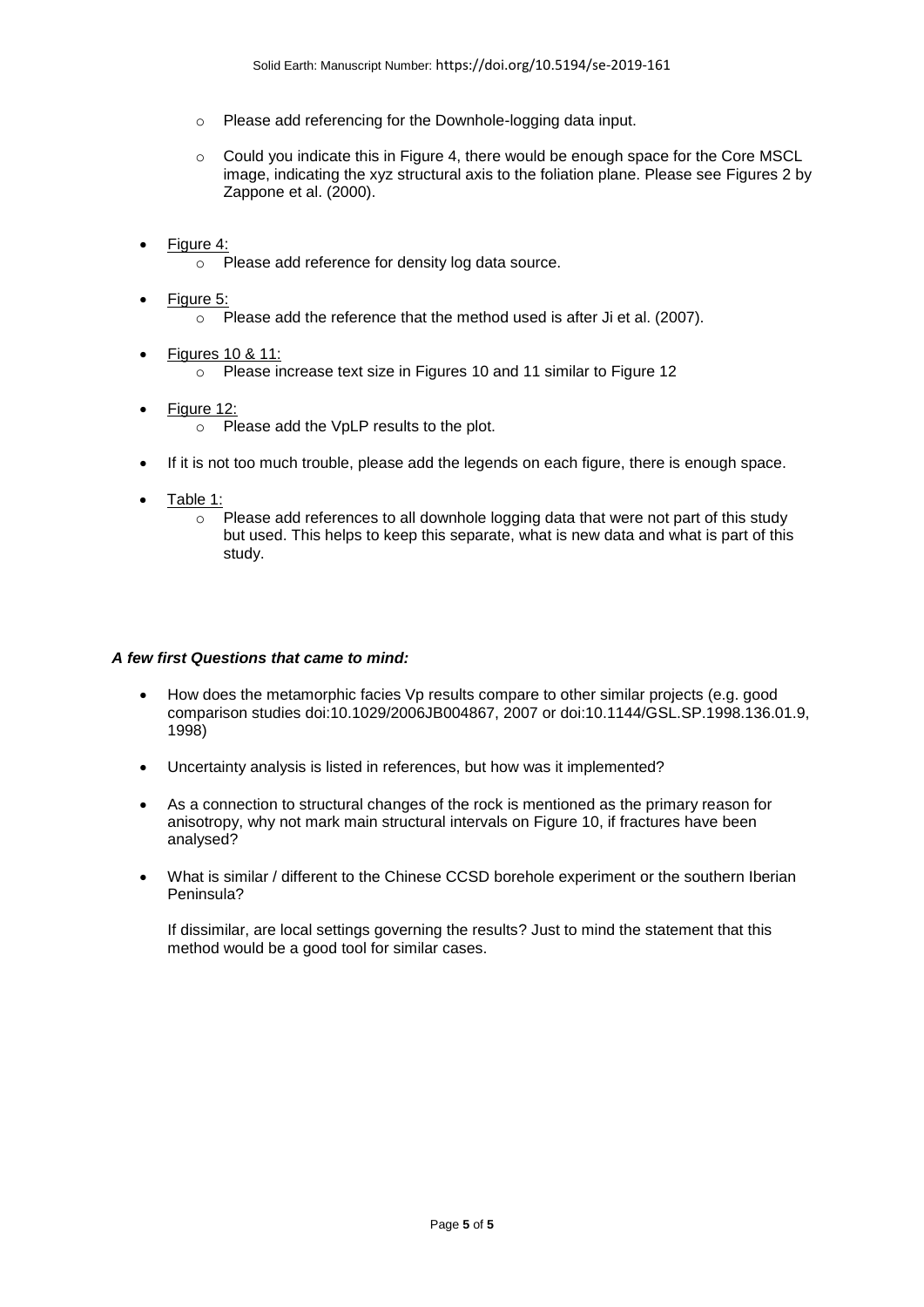- Please add referencing for the Downhole-logging data input.
- Could you indicate this in Figure 4, there would be enough space for the Core MSCL image, indicating the xyz structural axis to the foliation plane. Please see Figures 2 by Zappone et al. (2000).

- Figure 4:
  - Please add reference for density log data source.
- Figure 5:
  - Please add the reference that the method used is after Ji et al. (2007).
- Figures 10 & 11:
  - Please increase text size in Figures 10 and 11 similar to Figure 12
- Figure 12:
  - Please add the VpLP results to the plot.
- If it is not too much trouble, please add the legends on each figure, there is enough space.
- Table 1:
  - Please add references to all downhole logging data that were not part of this study but used. This helps to keep this separate, what is new data and what is part of this study.

***A few first Questions that came to mind:***

- How does the metamorphic facies Vp results compare to other similar projects (e.g. good comparison studies doi:10.1029/2006JB004867, 2007 or doi:10.1144/GSL.SP.1998.136.01.9, 1998)
- Uncertainty analysis is listed in references, but how was it implemented?
- As a connection to structural changes of the rock is mentioned as the primary reason for anisotropy, why not mark main structural intervals on Figure 10, if fractures have been analysed?
- What is similar / different to the Chinese CCSD borehole experiment or the southern Iberian Peninsula?

  If dissimilar, are local settings governing the results? Just to mind the statement that this method would be a good tool for similar cases.